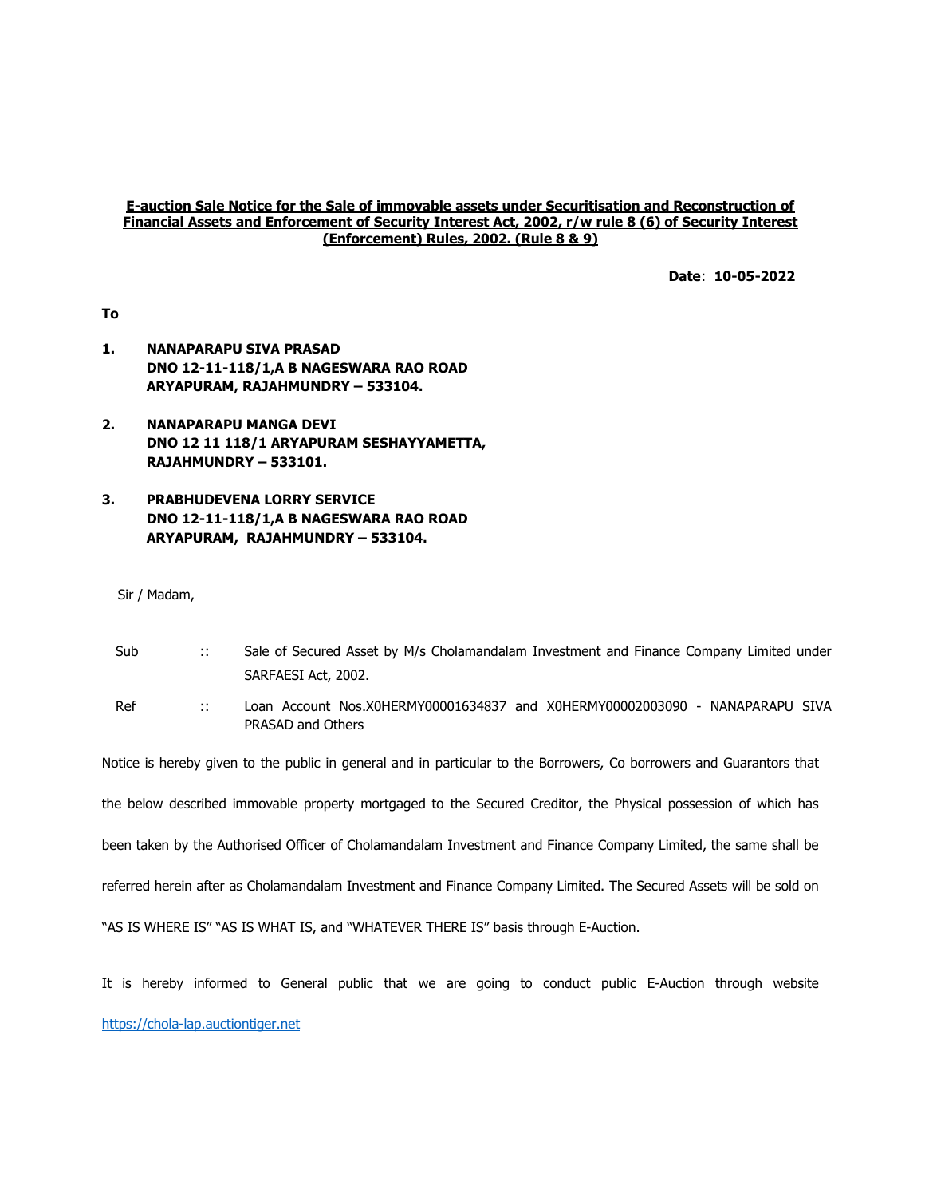**E-auction Sale Notice for the Sale of immovable assets under Securitisation and Reconstruction of Financial Assets and Enforcement of Security Interest Act, 2002, r/w rule 8 (6) of Security Interest (Enforcement) Rules, 2002. (Rule 8 & 9)**

**Date**: **10-05-2022**

**To**

1. **NANAPARAPU SIVA PRASAD**
   **DNO 12-11-118/1,A B NAGESWARA RAO ROAD**
   **ARYAPURAM, RAJAHMUNDRY – 533104.**

2. **NANAPARAPU MANGA DEVI**
   **DNO 12 11 118/1 ARYAPURAM SESHAYYAMETTA,**
   **RAJAHMUNDRY – 533101.**

3. **PRABHUDEVENA LORRY SERVICE**
   **DNO 12-11-118/1,A B NAGESWARA RAO ROAD**
   **ARYAPURAM, RAJAHMUNDRY – 533104.**

Sir / Madam,

| | | |
|---|---|---|
| Sub | :: | Sale of Secured Asset by M/s Cholamandalam Investment and Finance Company Limited under SARFAESI Act, 2002. |
| Ref | :: | Loan Account Nos.X0HERMY00001634837 and X0HERMY00002003090 - NANAPARAPU SIVA PRASAD and Others |

Notice is hereby given to the public in general and in particular to the Borrowers, Co borrowers and Guarantors that the below described immovable property mortgaged to the Secured Creditor, the Physical possession of which has been taken by the Authorised Officer of Cholamandalam Investment and Finance Company Limited, the same shall be referred herein after as Cholamandalam Investment and Finance Company Limited. The Secured Assets will be sold on "AS IS WHERE IS" "AS IS WHAT IS, and "WHATEVER THERE IS" basis through E-Auction.

It is hereby informed to General public that we are going to conduct public E-Auction through website https://chola-lap.auctiontiger.net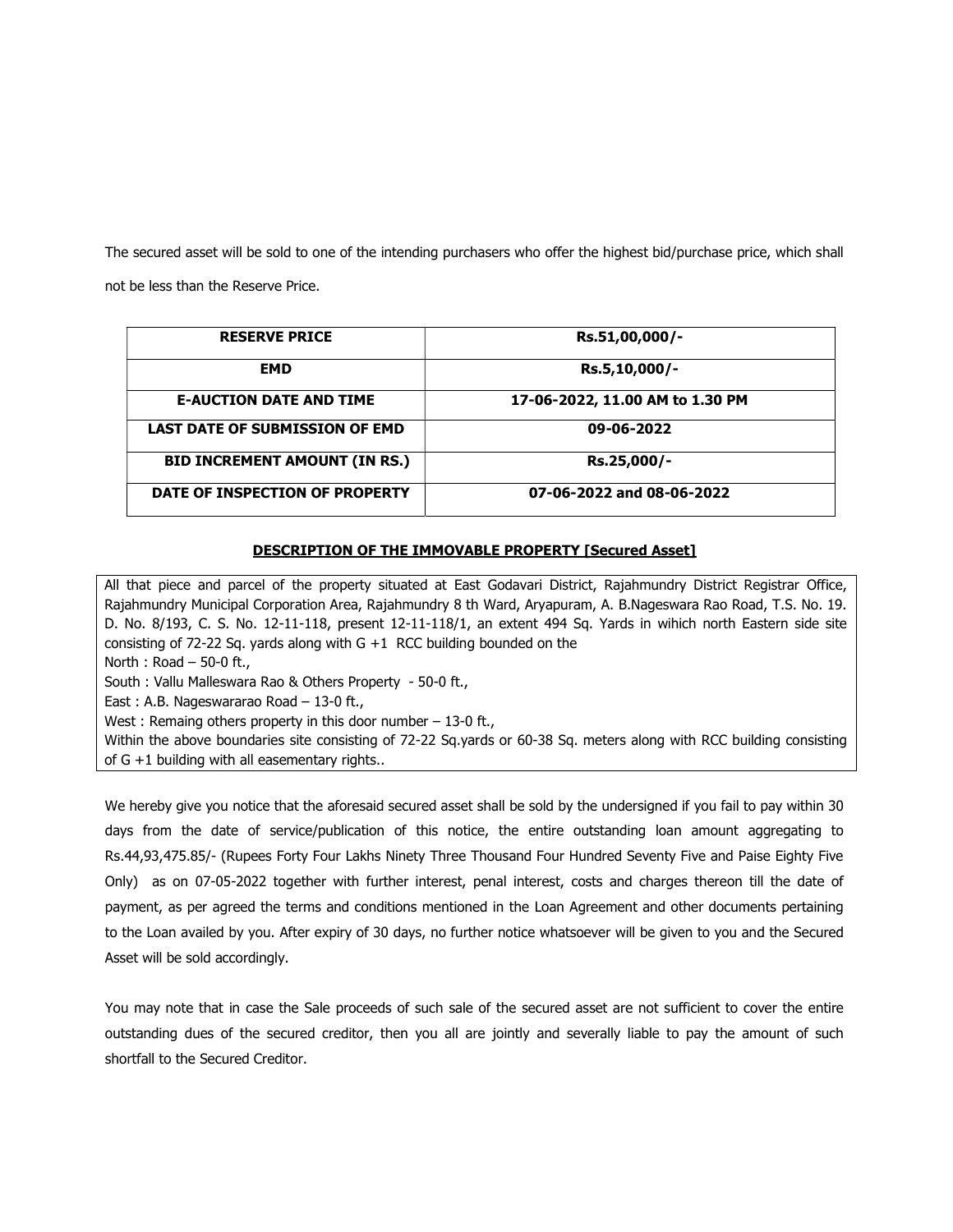The secured asset will be sold to one of the intending purchasers who offer the highest bid/purchase price, which shall not be less than the Reserve Price.

| RESERVE PRICE | Rs.51,00,000/- |
|---|---|
| EMD | Rs.5,10,000/- |
| E-AUCTION DATE AND TIME | 17-06-2022, 11.00 AM to 1.30 PM |
| LAST DATE OF SUBMISSION OF EMD | 09-06-2022 |
| BID INCREMENT AMOUNT (IN RS.) | Rs.25,000/- |
| DATE OF INSPECTION OF PROPERTY | 07-06-2022 and 08-06-2022 |

**DESCRIPTION OF THE IMMOVABLE PROPERTY [Secured Asset]**

All that piece and parcel of the property situated at East Godavari District, Rajahmundry District Registrar Office, Rajahmundry Municipal Corporation Area, Rajahmundry 8 th Ward, Aryapuram, A. B.Nageswara Rao Road, T.S. No. 19. D. No. 8/193, C. S. No. 12-11-118, present 12-11-118/1, an extent 494 Sq. Yards in wihich north Eastern side site consisting of 72-22 Sq. yards along with G +1 RCC building bounded on the

North : Road – 50-0 ft.,

South : Vallu Malleswara Rao & Others Property - 50-0 ft.,

East : A.B. Nageswararao Road – 13-0 ft.,

West : Remaing others property in this door number – 13-0 ft.,

Within the above boundaries site consisting of 72-22 Sq.yards or 60-38 Sq. meters along with RCC building consisting of G +1 building with all easementary rights..

We hereby give you notice that the aforesaid secured asset shall be sold by the undersigned if you fail to pay within 30 days from the date of service/publication of this notice, the entire outstanding loan amount aggregating to Rs.44,93,475.85/- (Rupees Forty Four Lakhs Ninety Three Thousand Four Hundred Seventy Five and Paise Eighty Five Only) as on 07-05-2022 together with further interest, penal interest, costs and charges thereon till the date of payment, as per agreed the terms and conditions mentioned in the Loan Agreement and other documents pertaining to the Loan availed by you. After expiry of 30 days, no further notice whatsoever will be given to you and the Secured Asset will be sold accordingly.

You may note that in case the Sale proceeds of such sale of the secured asset are not sufficient to cover the entire outstanding dues of the secured creditor, then you all are jointly and severally liable to pay the amount of such shortfall to the Secured Creditor.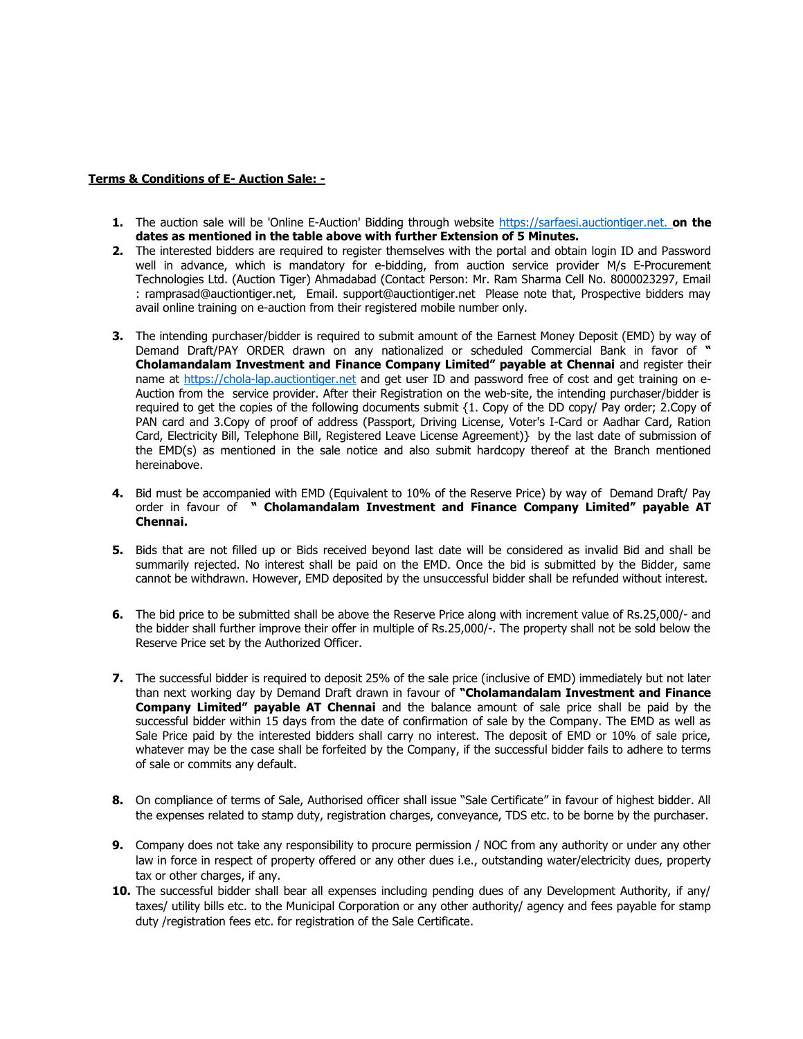**Terms & Conditions of E- Auction Sale: -**

1. The auction sale will be 'Online E-Auction' Bidding through website https://sarfaesi.auctiontiger.net. **on the dates as mentioned in the table above with further Extension of 5 Minutes.**
2. The interested bidders are required to register themselves with the portal and obtain login ID and Password well in advance, which is mandatory for e-bidding, from auction service provider M/s E-Procurement Technologies Ltd. (Auction Tiger) Ahmadabad (Contact Person: Mr. Ram Sharma Cell No. 8000023297, Email : ramprasad@auctiontiger.net, Email. support@auctiontiger.net Please note that, Prospective bidders may avail online training on e-auction from their registered mobile number only.
3. The intending purchaser/bidder is required to submit amount of the Earnest Money Deposit (EMD) by way of Demand Draft/PAY ORDER drawn on any nationalized or scheduled Commercial Bank in favor of **" Cholamandalam Investment and Finance Company Limited" payable at Chennai** and register their name at https://chola-lap.auctiontiger.net and get user ID and password free of cost and get training on e-Auction from the service provider. After their Registration on the web-site, the intending purchaser/bidder is required to get the copies of the following documents submit {1. Copy of the DD copy/ Pay order; 2.Copy of PAN card and 3.Copy of proof of address (Passport, Driving License, Voter's I-Card or Aadhar Card, Ration Card, Electricity Bill, Telephone Bill, Registered Leave License Agreement)} by the last date of submission of the EMD(s) as mentioned in the sale notice and also submit hardcopy thereof at the Branch mentioned hereinabove.
4. Bid must be accompanied with EMD (Equivalent to 10% of the Reserve Price) by way of Demand Draft/ Pay order in favour of **" Cholamandalam Investment and Finance Company Limited" payable AT Chennai.**
5. Bids that are not filled up or Bids received beyond last date will be considered as invalid Bid and shall be summarily rejected. No interest shall be paid on the EMD. Once the bid is submitted by the Bidder, same cannot be withdrawn. However, EMD deposited by the unsuccessful bidder shall be refunded without interest.
6. The bid price to be submitted shall be above the Reserve Price along with increment value of Rs.25,000/- and the bidder shall further improve their offer in multiple of Rs.25,000/-. The property shall not be sold below the Reserve Price set by the Authorized Officer.
7. The successful bidder is required to deposit 25% of the sale price (inclusive of EMD) immediately but not later than next working day by Demand Draft drawn in favour of **"Cholamandalam Investment and Finance Company Limited" payable AT Chennai** and the balance amount of sale price shall be paid by the successful bidder within 15 days from the date of confirmation of sale by the Company. The EMD as well as Sale Price paid by the interested bidders shall carry no interest. The deposit of EMD or 10% of sale price, whatever may be the case shall be forfeited by the Company, if the successful bidder fails to adhere to terms of sale or commits any default.
8. On compliance of terms of Sale, Authorised officer shall issue "Sale Certificate" in favour of highest bidder. All the expenses related to stamp duty, registration charges, conveyance, TDS etc. to be borne by the purchaser.
9. Company does not take any responsibility to procure permission / NOC from any authority or under any other law in force in respect of property offered or any other dues i.e., outstanding water/electricity dues, property tax or other charges, if any.
10. The successful bidder shall bear all expenses including pending dues of any Development Authority, if any/ taxes/ utility bills etc. to the Municipal Corporation or any other authority/ agency and fees payable for stamp duty /registration fees etc. for registration of the Sale Certificate.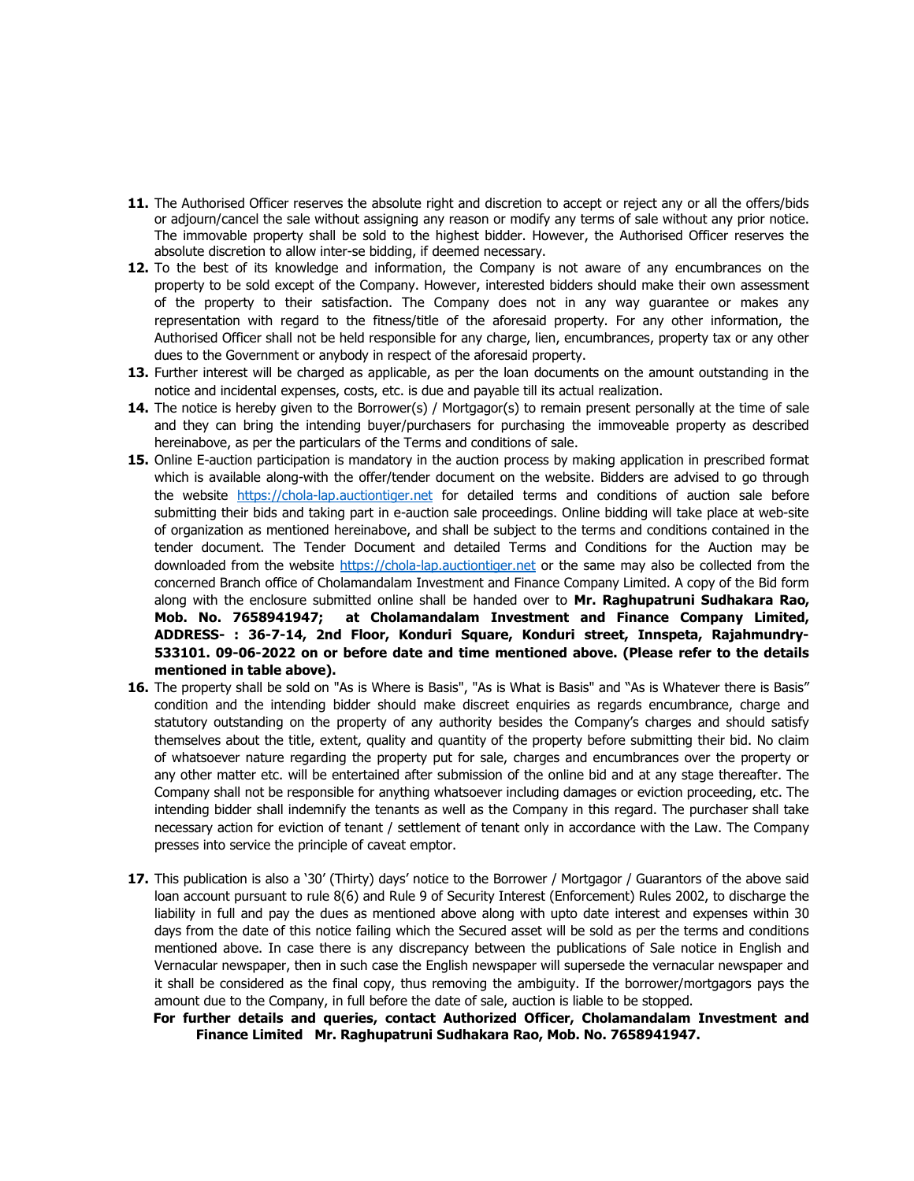11. The Authorised Officer reserves the absolute right and discretion to accept or reject any or all the offers/bids or adjourn/cancel the sale without assigning any reason or modify any terms of sale without any prior notice. The immovable property shall be sold to the highest bidder. However, the Authorised Officer reserves the absolute discretion to allow inter-se bidding, if deemed necessary.
12. To the best of its knowledge and information, the Company is not aware of any encumbrances on the property to be sold except of the Company. However, interested bidders should make their own assessment of the property to their satisfaction. The Company does not in any way guarantee or makes any representation with regard to the fitness/title of the aforesaid property. For any other information, the Authorised Officer shall not be held responsible for any charge, lien, encumbrances, property tax or any other dues to the Government or anybody in respect of the aforesaid property.
13. Further interest will be charged as applicable, as per the loan documents on the amount outstanding in the notice and incidental expenses, costs, etc. is due and payable till its actual realization.
14. The notice is hereby given to the Borrower(s) / Mortgagor(s) to remain present personally at the time of sale and they can bring the intending buyer/purchasers for purchasing the immoveable property as described hereinabove, as per the particulars of the Terms and conditions of sale.
15. Online E-auction participation is mandatory in the auction process by making application in prescribed format which is available along-with the offer/tender document on the website. Bidders are advised to go through the website https://chola-lap.auctiontiger.net for detailed terms and conditions of auction sale before submitting their bids and taking part in e-auction sale proceedings. Online bidding will take place at web-site of organization as mentioned hereinabove, and shall be subject to the terms and conditions contained in the tender document. The Tender Document and detailed Terms and Conditions for the Auction may be downloaded from the website https://chola-lap.auctiontiger.net or the same may also be collected from the concerned Branch office of Cholamandalam Investment and Finance Company Limited. A copy of the Bid form along with the enclosure submitted online shall be handed over to **Mr. Raghupatruni Sudhakara Rao, Mob. No. 7658941947; at Cholamandalam Investment and Finance Company Limited, ADDRESS- : 36-7-14, 2nd Floor, Konduri Square, Konduri street, Innspeta, Rajahmundry-533101. 09-06-2022 on or before date and time mentioned above. (Please refer to the details mentioned in table above).**
16. The property shall be sold on "As is Where is Basis", "As is What is Basis" and "As is Whatever there is Basis" condition and the intending bidder should make discreet enquiries as regards encumbrance, charge and statutory outstanding on the property of any authority besides the Company's charges and should satisfy themselves about the title, extent, quality and quantity of the property before submitting their bid. No claim of whatsoever nature regarding the property put for sale, charges and encumbrances over the property or any other matter etc. will be entertained after submission of the online bid and at any stage thereafter. The Company shall not be responsible for anything whatsoever including damages or eviction proceeding, etc. The intending bidder shall indemnify the tenants as well as the Company in this regard. The purchaser shall take necessary action for eviction of tenant / settlement of tenant only in accordance with the Law. The Company presses into service the principle of caveat emptor.
17. This publication is also a '30' (Thirty) days' notice to the Borrower / Mortgagor / Guarantors of the above said loan account pursuant to rule 8(6) and Rule 9 of Security Interest (Enforcement) Rules 2002, to discharge the liability in full and pay the dues as mentioned above along with upto date interest and expenses within 30 days from the date of this notice failing which the Secured asset will be sold as per the terms and conditions mentioned above. In case there is any discrepancy between the publications of Sale notice in English and Vernacular newspaper, then in such case the English newspaper will supersede the vernacular newspaper and it shall be considered as the final copy, thus removing the ambiguity. If the borrower/mortgagors pays the amount due to the Company, in full before the date of sale, auction is liable to be stopped.

**For further details and queries, contact Authorized Officer, Cholamandalam Investment and Finance Limited Mr. Raghupatruni Sudhakara Rao, Mob. No. 7658941947.**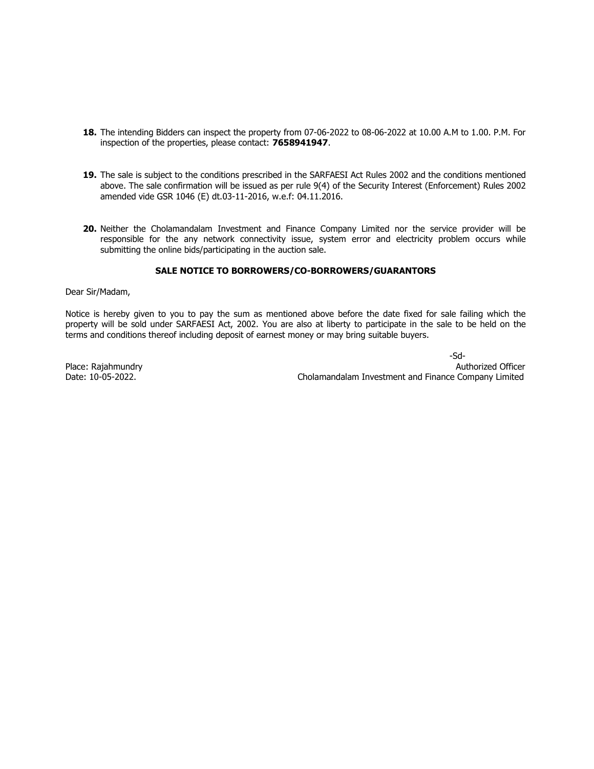18. The intending Bidders can inspect the property from 07-06-2022 to 08-06-2022 at 10.00 A.M to 1.00. P.M. For inspection of the properties, please contact: **7658941947**.

19. The sale is subject to the conditions prescribed in the SARFAESI Act Rules 2002 and the conditions mentioned above. The sale confirmation will be issued as per rule 9(4) of the Security Interest (Enforcement) Rules 2002 amended vide GSR 1046 (E) dt.03-11-2016, w.e.f: 04.11.2016.

20. Neither the Cholamandalam Investment and Finance Company Limited nor the service provider will be responsible for the any network connectivity issue, system error and electricity problem occurs while submitting the online bids/participating in the auction sale.

**SALE NOTICE TO BORROWERS/CO-BORROWERS/GUARANTORS**

Dear Sir/Madam,

Notice is hereby given to you to pay the sum as mentioned above before the date fixed for sale failing which the property will be sold under SARFAESI Act, 2002. You are also at liberty to participate in the sale to be held on the terms and conditions thereof including deposit of earnest money or may bring suitable buyers.

-Sd-

Authorized Officer

Cholamandalam Investment and Finance Company Limited

Place: Rajahmundry

Date: 10-05-2022.